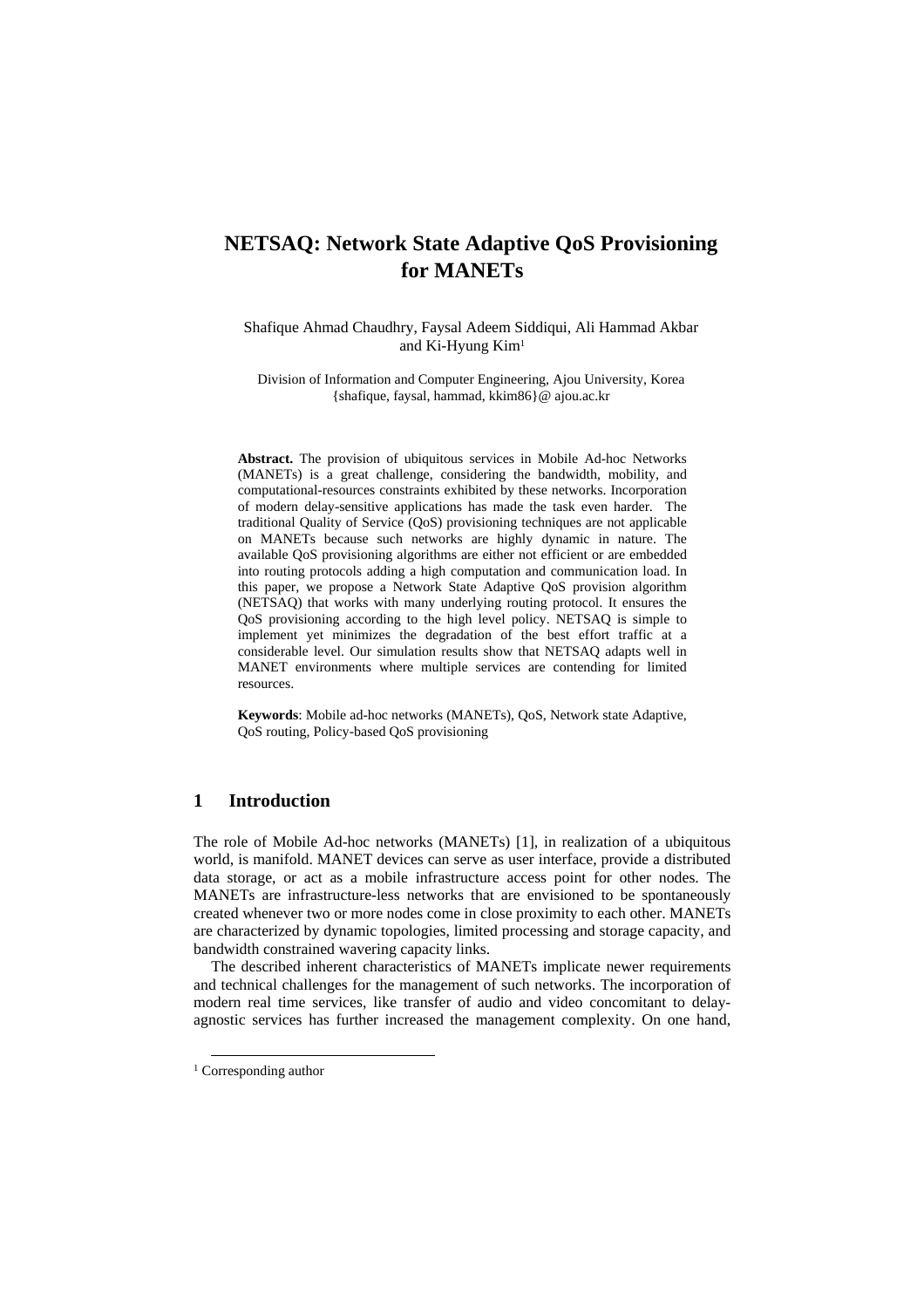# NETSAQ: Network State Adaptive QoS Provisioning for MANETs

Shafique Ahmad Chaudhry, Faysal Adeem Siddiqui, Ali Hammad Akbar and Ki-Hyung Kim[1]

Division of Information and Computer Engineering, Ajou University, Korea
{shafique, faysal, hammad, kkim86}@ ajou.ac.kr

**Abstract.** The provision of ubiquitous services in Mobile Ad-hoc Networks (MANETs) is a great challenge, considering the bandwidth, mobility, and computational-resources constraints exhibited by these networks. Incorporation of modern delay-sensitive applications has made the task even harder. The traditional Quality of Service (QoS) provisioning techniques are not applicable on MANETs because such networks are highly dynamic in nature. The available QoS provisioning algorithms are either not efficient or are embedded into routing protocols adding a high computation and communication load. In this paper, we propose a Network State Adaptive QoS provision algorithm (NETSAQ) that works with many underlying routing protocol. It ensures the QoS provisioning according to the high level policy. NETSAQ is simple to implement yet minimizes the degradation of the best effort traffic at a considerable level. Our simulation results show that NETSAQ adapts well in MANET environments where multiple services are contending for limited resources.

**Keywords**: Mobile ad-hoc networks (MANETs), QoS, Network state Adaptive, QoS routing, Policy-based QoS provisioning

## 1 Introduction

The role of Mobile Ad-hoc networks (MANETs) [1], in realization of a ubiquitous world, is manifold. MANET devices can serve as user interface, provide a distributed data storage, or act as a mobile infrastructure access point for other nodes. The MANETs are infrastructure-less networks that are envisioned to be spontaneously created whenever two or more nodes come in close proximity to each other. MANETs are characterized by dynamic topologies, limited processing and storage capacity, and bandwidth constrained wavering capacity links.

The described inherent characteristics of MANETs implicate newer requirements and technical challenges for the management of such networks. The incorporation of modern real time services, like transfer of audio and video concomitant to delay-agnostic services has further increased the management complexity. On one hand,

[1] Corresponding author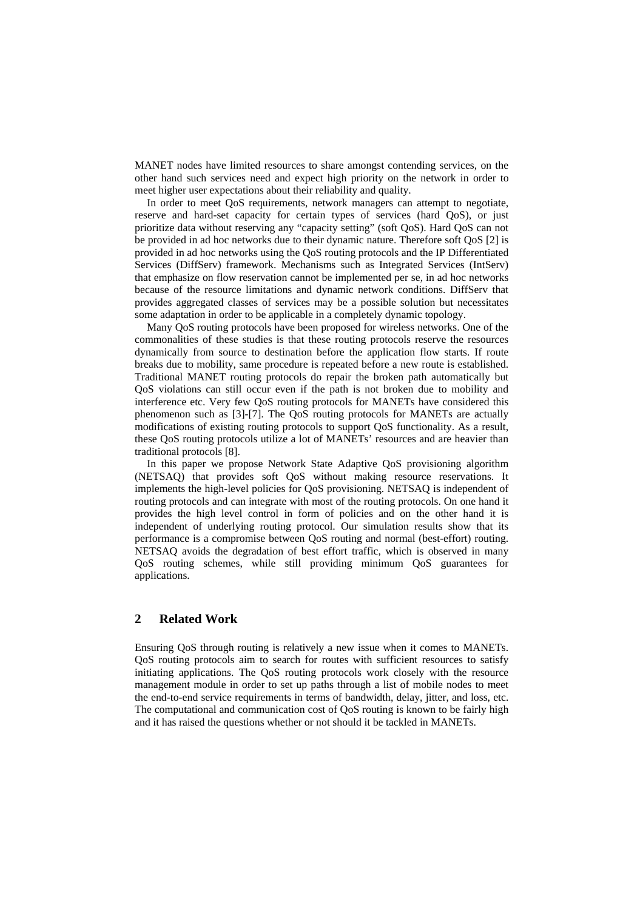MANET nodes have limited resources to share amongst contending services, on the other hand such services need and expect high priority on the network in order to meet higher user expectations about their reliability and quality.

In order to meet QoS requirements, network managers can attempt to negotiate, reserve and hard-set capacity for certain types of services (hard QoS), or just prioritize data without reserving any "capacity setting" (soft QoS). Hard QoS can not be provided in ad hoc networks due to their dynamic nature. Therefore soft QoS [2] is provided in ad hoc networks using the QoS routing protocols and the IP Differentiated Services (DiffServ) framework. Mechanisms such as Integrated Services (IntServ) that emphasize on flow reservation cannot be implemented per se, in ad hoc networks because of the resource limitations and dynamic network conditions. DiffServ that provides aggregated classes of services may be a possible solution but necessitates some adaptation in order to be applicable in a completely dynamic topology.

Many QoS routing protocols have been proposed for wireless networks. One of the commonalities of these studies is that these routing protocols reserve the resources dynamically from source to destination before the application flow starts. If route breaks due to mobility, same procedure is repeated before a new route is established. Traditional MANET routing protocols do repair the broken path automatically but QoS violations can still occur even if the path is not broken due to mobility and interference etc. Very few QoS routing protocols for MANETs have considered this phenomenon such as [3]-[7]. The QoS routing protocols for MANETs are actually modifications of existing routing protocols to support QoS functionality. As a result, these QoS routing protocols utilize a lot of MANETs' resources and are heavier than traditional protocols [8].

In this paper we propose Network State Adaptive QoS provisioning algorithm (NETSAQ) that provides soft QoS without making resource reservations. It implements the high-level policies for QoS provisioning. NETSAQ is independent of routing protocols and can integrate with most of the routing protocols. On one hand it provides the high level control in form of policies and on the other hand it is independent of underlying routing protocol. Our simulation results show that its performance is a compromise between QoS routing and normal (best-effort) routing. NETSAQ avoids the degradation of best effort traffic, which is observed in many QoS routing schemes, while still providing minimum QoS guarantees for applications.

## 2 Related Work

Ensuring QoS through routing is relatively a new issue when it comes to MANETs. QoS routing protocols aim to search for routes with sufficient resources to satisfy initiating applications. The QoS routing protocols work closely with the resource management module in order to set up paths through a list of mobile nodes to meet the end-to-end service requirements in terms of bandwidth, delay, jitter, and loss, etc. The computational and communication cost of QoS routing is known to be fairly high and it has raised the questions whether or not should it be tackled in MANETs.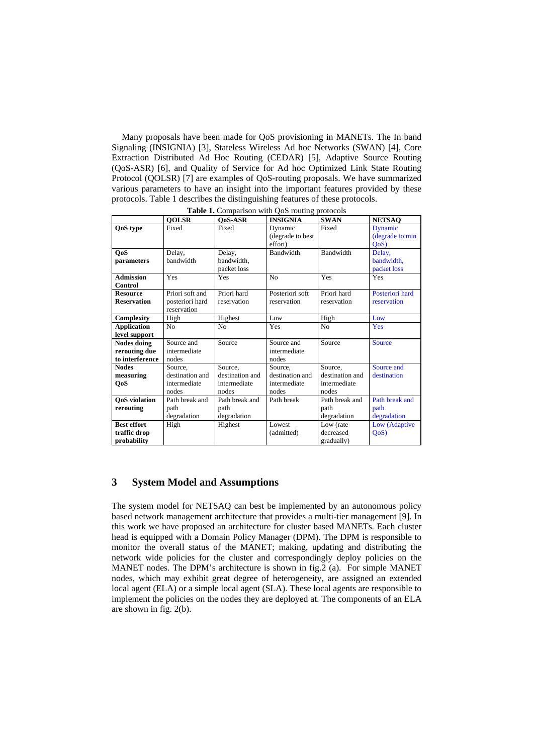Many proposals have been made for QoS provisioning in MANETs. The In band Signaling (INSIGNIA) [3], Stateless Wireless Ad hoc Networks (SWAN) [4], Core Extraction Distributed Ad Hoc Routing (CEDAR) [5], Adaptive Source Routing (QoS-ASR) [6], and Quality of Service for Ad hoc Optimized Link State Routing Protocol (QOLSR) [7] are examples of QoS-routing proposals. We have summarized various parameters to have an insight into the important features provided by these protocols. Table 1 describes the distinguishing features of these protocols.

**Table 1.** Comparison with QoS routing protocols

| | **QOLSR** | **QoS-ASR** | **INSIGNIA** | **SWAN** | **NETSAQ** |
|---|---|---|---|---|---|
| **QoS type** | Fixed | Fixed | Dynamic (degrade to best effort) | Fixed | Dynamic (degrade to min QoS) |
| **QoS parameters** | Delay, bandwidth | Delay, bandwidth, packet loss | Bandwidth | Bandwidth | Delay, bandwidth, packet loss |
| **Admission Control** | Yes | Yes | No | Yes | Yes |
| **Resource Reservation** | Priori soft and posteriori hard reservation | Priori hard reservation | Posteriori soft reservation | Priori hard reservation | Posteriori hard reservation |
| **Complexity** | High | Highest | Low | High | Low |
| **Application level support** | No | No | Yes | No | Yes |
| **Nodes doing rerouting due to interference** | Source and intermediate nodes | Source | Source and intermediate nodes | Source | Source |
| **Nodes measuring QoS** | Source, destination and intermediate nodes | Source, destination and intermediate nodes | Source, destination and intermediate nodes | Source, destination and intermediate nodes | Source and destination |
| **QoS violation rerouting** | Path break and path degradation | Path break and path degradation | Path break | Path break and path degradation | Path break and path degradation |
| **Best effort traffic drop probability** | High | Highest | Lowest (admitted) | Low (rate decreased gradually) | Low (Adaptive QoS) |

## 3 System Model and Assumptions

The system model for NETSAQ can best be implemented by an autonomous policy based network management architecture that provides a multi-tier management [9]. In this work we have proposed an architecture for cluster based MANETs. Each cluster head is equipped with a Domain Policy Manager (DPM). The DPM is responsible to monitor the overall status of the MANET; making, updating and distributing the network wide policies for the cluster and correspondingly deploy policies on the MANET nodes. The DPM's architecture is shown in fig.2 (a). For simple MANET nodes, which may exhibit great degree of heterogeneity, are assigned an extended local agent (ELA) or a simple local agent (SLA). These local agents are responsible to implement the policies on the nodes they are deployed at. The components of an ELA are shown in fig. 2(b).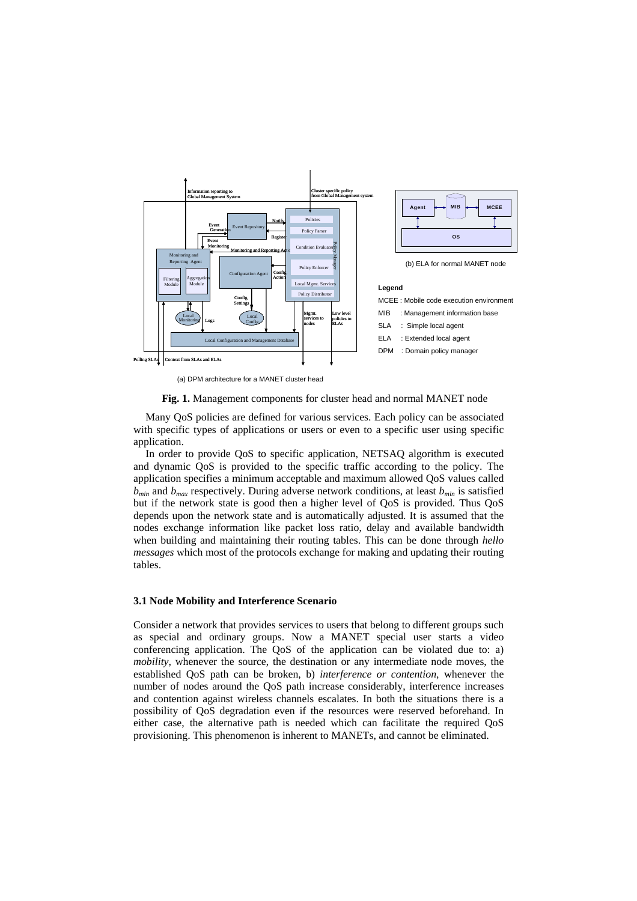(a) DPM architecture for a MANET cluster head

(b) ELA for normal MANET node

**Legend**

MCEE : Mobile code execution environment
MIB : Management information base
SLA : Simple local agent
ELA : Extended local agent
DPM : Domain policy manager

**Fig. 1.** Management components for cluster head and normal MANET node

Many QoS policies are defined for various services. Each policy can be associated with specific types of applications or users or even to a specific user using specific application.

In order to provide QoS to specific application, NETSAQ algorithm is executed and dynamic QoS is provided to the specific traffic according to the policy. The application specifies a minimum acceptable and maximum allowed QoS values called $b_{min}$ and $b_{max}$ respectively. During adverse network conditions, at least $b_{min}$ is satisfied but if the network state is good then a higher level of QoS is provided. Thus QoS depends upon the network state and is automatically adjusted. It is assumed that the nodes exchange information like packet loss ratio, delay and available bandwidth when building and maintaining their routing tables. This can be done through *hello messages* which most of the protocols exchange for making and updating their routing tables.

### 3.1 Node Mobility and Interference Scenario

Consider a network that provides services to users that belong to different groups such as special and ordinary groups. Now a MANET special user starts a video conferencing application. The QoS of the application can be violated due to: a) *mobility*, whenever the source, the destination or any intermediate node moves, the established QoS path can be broken, b) *interference or contention*, whenever the number of nodes around the QoS path increase considerably, interference increases and contention against wireless channels escalates. In both the situations there is a possibility of QoS degradation even if the resources were reserved beforehand. In either case, the alternative path is needed which can facilitate the required QoS provisioning. This phenomenon is inherent to MANETs, and cannot be eliminated.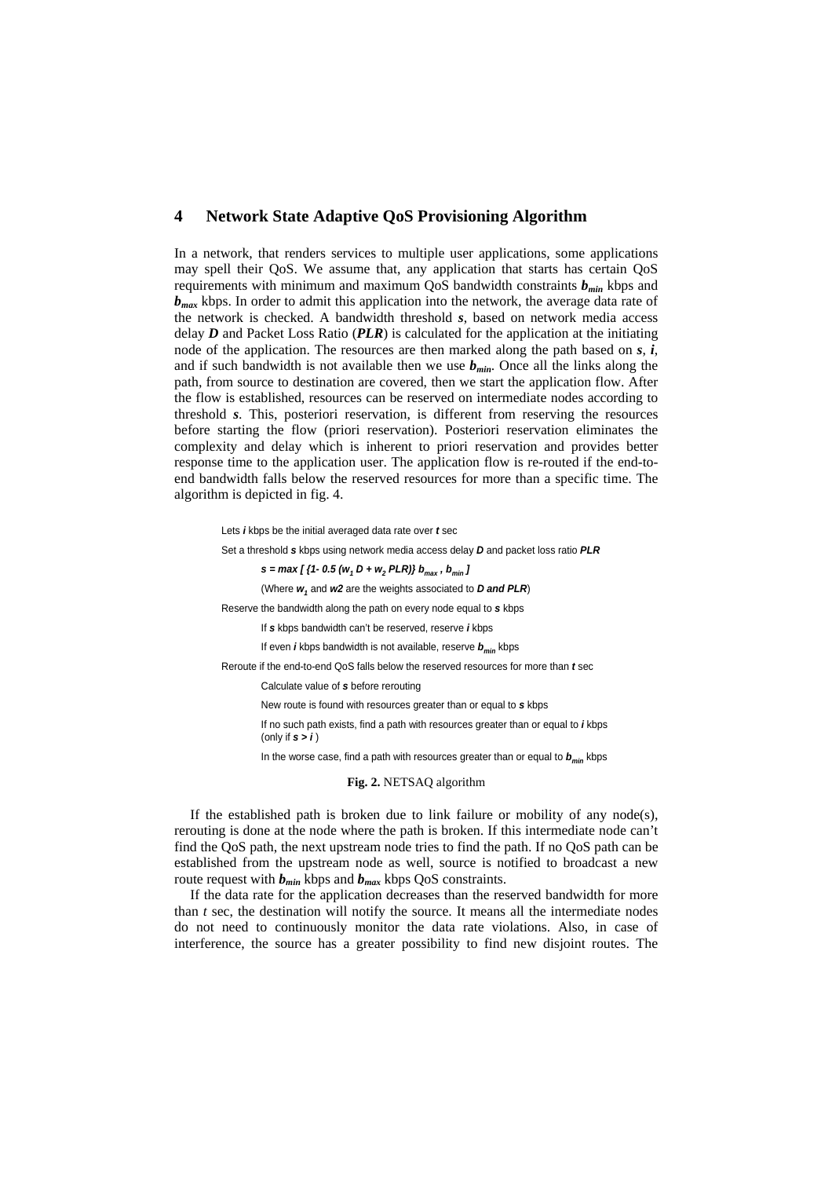## 4 Network State Adaptive QoS Provisioning Algorithm

In a network, that renders services to multiple user applications, some applications may spell their QoS. We assume that, any application that starts has certain QoS requirements with minimum and maximum QoS bandwidth constraints $b_{min}$ kbps and $b_{max}$ kbps. In order to admit this application into the network, the average data rate of the network is checked. A bandwidth threshold $s$, based on network media access delay $D$ and Packet Loss Ratio (***PLR***) is calculated for the application at the initiating node of the application. The resources are then marked along the path based on $s$, $i$, and if such bandwidth is not available then we use $b_{min}$. Once all the links along the path, from source to destination are covered, then we start the application flow. After the flow is established, resources can be reserved on intermediate nodes according to threshold $s$. This, posteriori reservation, is different from reserving the resources before starting the flow (priori reservation). Posteriori reservation eliminates the complexity and delay which is inherent to priori reservation and provides better response time to the application user. The application flow is re-routed if the end-to-end bandwidth falls below the reserved resources for more than a specific time. The algorithm is depicted in fig. 4.

> Lets $i$ kbps be the initial averaged data rate over $t$ sec
>
> Set a threshold $s$ kbps using network media access delay $D$ and packet loss ratio ***PLR***
>
> $s = \max [ \{1- 0.5 (w_1 D + w_2 PLR)\} b_{max} , b_{min} ]$
>
> (Where $w_1$ and $w2$ are the weights associated to ***D and PLR***)
>
> Reserve the bandwidth along the path on every node equal to $s$ kbps
>
> - If $s$ kbps bandwidth can't be reserved, reserve $i$ kbps
> - If even $i$ kbps bandwidth is not available, reserve $b_{min}$ kbps
>
> Reroute if the end-to-end QoS falls below the reserved resources for more than $t$ sec
>
> - Calculate value of $s$ before rerouting
> - New route is found with resources greater than or equal to $s$ kbps
> - If no such path exists, find a path with resources greater than or equal to $i$ kbps (only if $s > i$ )
> - In the worse case, find a path with resources greater than or equal to $b_{min}$ kbps

**Fig. 2.** NETSAQ algorithm

If the established path is broken due to link failure or mobility of any node(s), rerouting is done at the node where the path is broken. If this intermediate node can't find the QoS path, the next upstream node tries to find the path. If no QoS path can be established from the upstream node as well, source is notified to broadcast a new route request with $b_{min}$ kbps and $b_{max}$ kbps QoS constraints.

If the data rate for the application decreases than the reserved bandwidth for more than $t$ sec, the destination will notify the source. It means all the intermediate nodes do not need to continuously monitor the data rate violations. Also, in case of interference, the source has a greater possibility to find new disjoint routes. The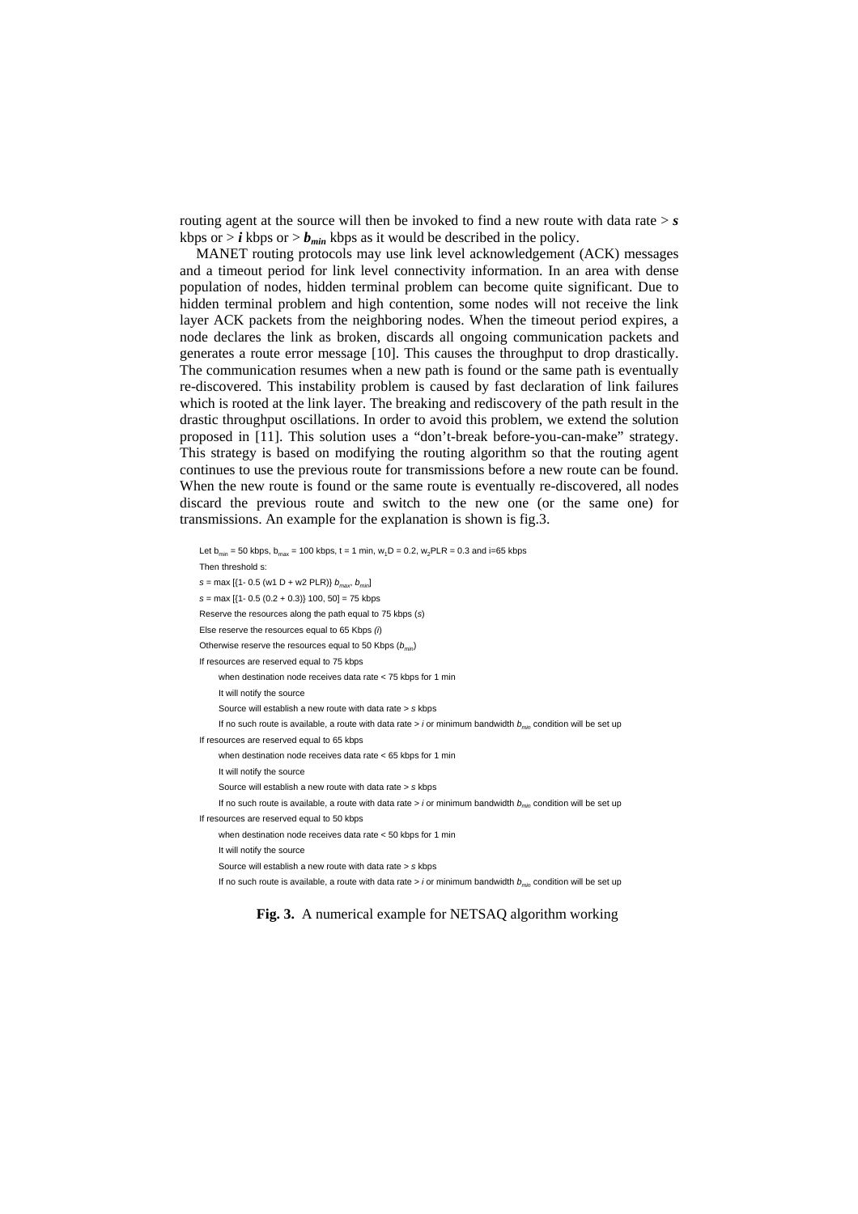routing agent at the source will then be invoked to find a new route with data rate > ***s*** kbps or > ***i*** kbps or > $b_{min}$ kbps as it would be described in the policy.

MANET routing protocols may use link level acknowledgement (ACK) messages and a timeout period for link level connectivity information. In an area with dense population of nodes, hidden terminal problem can become quite significant. Due to hidden terminal problem and high contention, some nodes will not receive the link layer ACK packets from the neighboring nodes. When the timeout period expires, a node declares the link as broken, discards all ongoing communication packets and generates a route error message [10]. This causes the throughput to drop drastically. The communication resumes when a new path is found or the same path is eventually re-discovered. This instability problem is caused by fast declaration of link failures which is rooted at the link layer. The breaking and rediscovery of the path result in the drastic throughput oscillations. In order to avoid this problem, we extend the solution proposed in [11]. This solution uses a "don't-break before-you-can-make" strategy. This strategy is based on modifying the routing algorithm so that the routing agent continues to use the previous route for transmissions before a new route can be found. When the new route is found or the same route is eventually re-discovered, all nodes discard the previous route and switch to the new one (or the same one) for transmissions. An example for the explanation is shown is fig.3.

Let $b_{min}$ = 50 kbps, $b_{max}$ = 100 kbps, t = 1 min, $w_1D$ = 0.2, $w_2PLR$ = 0.3 and i=65 kbps

Then threshold s:

$s = \max [\{1- 0.5 (w1\ D + w2\ PLR)\}\ b_{max}, b_{min}]$

$s = \max [\{1- 0.5 (0.2 + 0.3)\}\ 100, 50] = 75$ kbps

Reserve the resources along the path equal to 75 kbps (*s*)

Else reserve the resources equal to 65 Kbps (*i*)

Otherwise reserve the resources equal to 50 Kbps ($b_{min}$)

If resources are reserved equal to 75 kbps

- when destination node receives data rate < 75 kbps for 1 min
- It will notify the source
- Source will establish a new route with data rate > *s* kbps
- If no such route is available, a route with data rate > *i* or minimum bandwidth $b_{min}$ condition will be set up

If resources are reserved equal to 65 kbps

- when destination node receives data rate < 65 kbps for 1 min
- It will notify the source
- Source will establish a new route with data rate > *s* kbps
- If no such route is available, a route with data rate > *i* or minimum bandwidth $b_{min}$ condition will be set up

If resources are reserved equal to 50 kbps

- when destination node receives data rate < 50 kbps for 1 min
- It will notify the source
- Source will establish a new route with data rate > *s* kbps
- If no such route is available, a route with data rate > *i* or minimum bandwidth $b_{min}$ condition will be set up

**Fig. 3.** A numerical example for NETSAQ algorithm working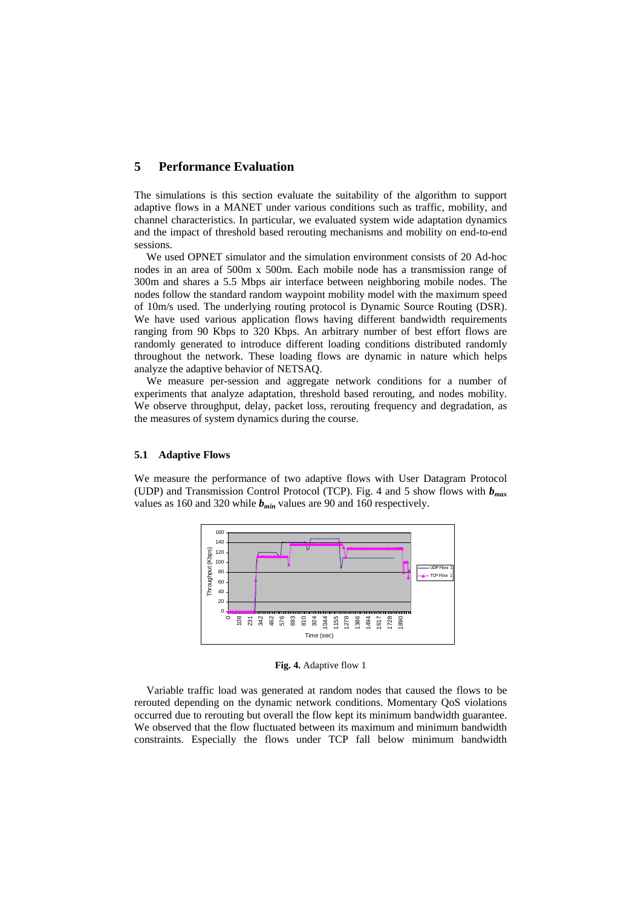## 5 Performance Evaluation

The simulations is this section evaluate the suitability of the algorithm to support adaptive flows in a MANET under various conditions such as traffic, mobility, and channel characteristics. In particular, we evaluated system wide adaptation dynamics and the impact of threshold based rerouting mechanisms and mobility on end-to-end sessions.

We used OPNET simulator and the simulation environment consists of 20 Ad-hoc nodes in an area of 500m x 500m. Each mobile node has a transmission range of 300m and shares a 5.5 Mbps air interface between neighboring mobile nodes. The nodes follow the standard random waypoint mobility model with the maximum speed of 10m/s used. The underlying routing protocol is Dynamic Source Routing (DSR). We have used various application flows having different bandwidth requirements ranging from 90 Kbps to 320 Kbps. An arbitrary number of best effort flows are randomly generated to introduce different loading conditions distributed randomly throughout the network. These loading flows are dynamic in nature which helps analyze the adaptive behavior of NETSAQ.

We measure per-session and aggregate network conditions for a number of experiments that analyze adaptation, threshold based rerouting, and nodes mobility. We observe throughput, delay, packet loss, rerouting frequency and degradation, as the measures of system dynamics during the course.

### 5.1 Adaptive Flows

We measure the performance of two adaptive flows with User Datagram Protocol (UDP) and Transmission Control Protocol (TCP). Fig. 4 and 5 show flows with $b_{max}$ values as 160 and 320 while $b_{min}$ values are 90 and 160 respectively.

**Fig. 4.** Adaptive flow 1

Variable traffic load was generated at random nodes that caused the flows to be rerouted depending on the dynamic network conditions. Momentary QoS violations occurred due to rerouting but overall the flow kept its minimum bandwidth guarantee. We observed that the flow fluctuated between its maximum and minimum bandwidth constraints. Especially the flows under TCP fall below minimum bandwidth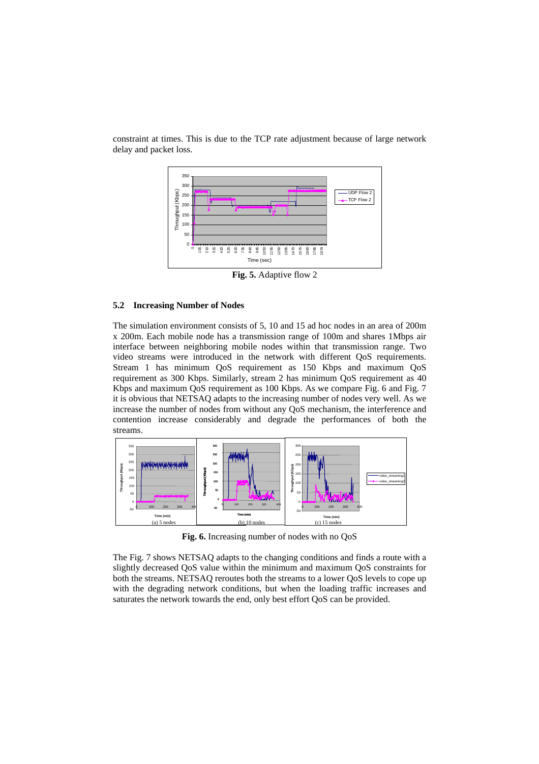constraint at times. This is due to the TCP rate adjustment because of large network delay and packet loss.

**Fig. 5.** Adaptive flow 2

### 5.2 Increasing Number of Nodes

The simulation environment consists of 5, 10 and 15 ad hoc nodes in an area of 200m x 200m. Each mobile node has a transmission range of 100m and shares 1Mbps air interface between neighboring mobile nodes within that transmission range. Two video streams were introduced in the network with different QoS requirements. Stream 1 has minimum QoS requirement as 150 Kbps and maximum QoS requirement as 300 Kbps. Similarly, stream 2 has minimum QoS requirement as 40 Kbps and maximum QoS requirement as 100 Kbps. As we compare Fig. 6 and Fig. 7 it is obvious that NETSAQ adapts to the increasing number of nodes very well. As we increase the number of nodes from without any QoS mechanism, the interference and contention increase considerably and degrade the performances of both the streams.

(a) 5 nodes (b) 10 nodes (c) 15 nodes

**Fig. 6.** Increasing number of nodes with no QoS

The Fig. 7 shows NETSAQ adapts to the changing conditions and finds a route with a slightly decreased QoS value within the minimum and maximum QoS constraints for both the streams. NETSAQ reroutes both the streams to a lower QoS levels to cope up with the degrading network conditions, but when the loading traffic increases and saturates the network towards the end, only best effort QoS can be provided.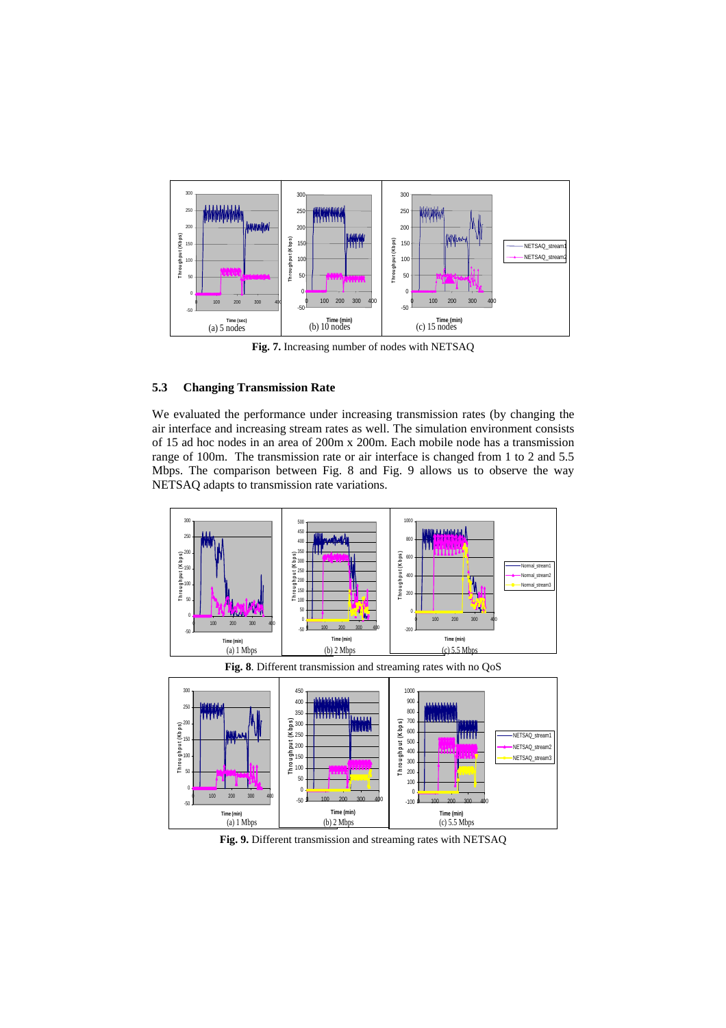**Fig. 7.** Increasing number of nodes with NETSAQ

### 5.3 Changing Transmission Rate

We evaluated the performance under increasing transmission rates (by changing the air interface and increasing stream rates as well. The simulation environment consists of 15 ad hoc nodes in an area of 200m x 200m. Each mobile node has a transmission range of 100m. The transmission rate or air interface is changed from 1 to 2 and 5.5 Mbps. The comparison between Fig. 8 and Fig. 9 allows us to observe the way NETSAQ adapts to transmission rate variations.

**Fig. 8**. Different transmission and streaming rates with no QoS

**Fig. 9.** Different transmission and streaming rates with NETSAQ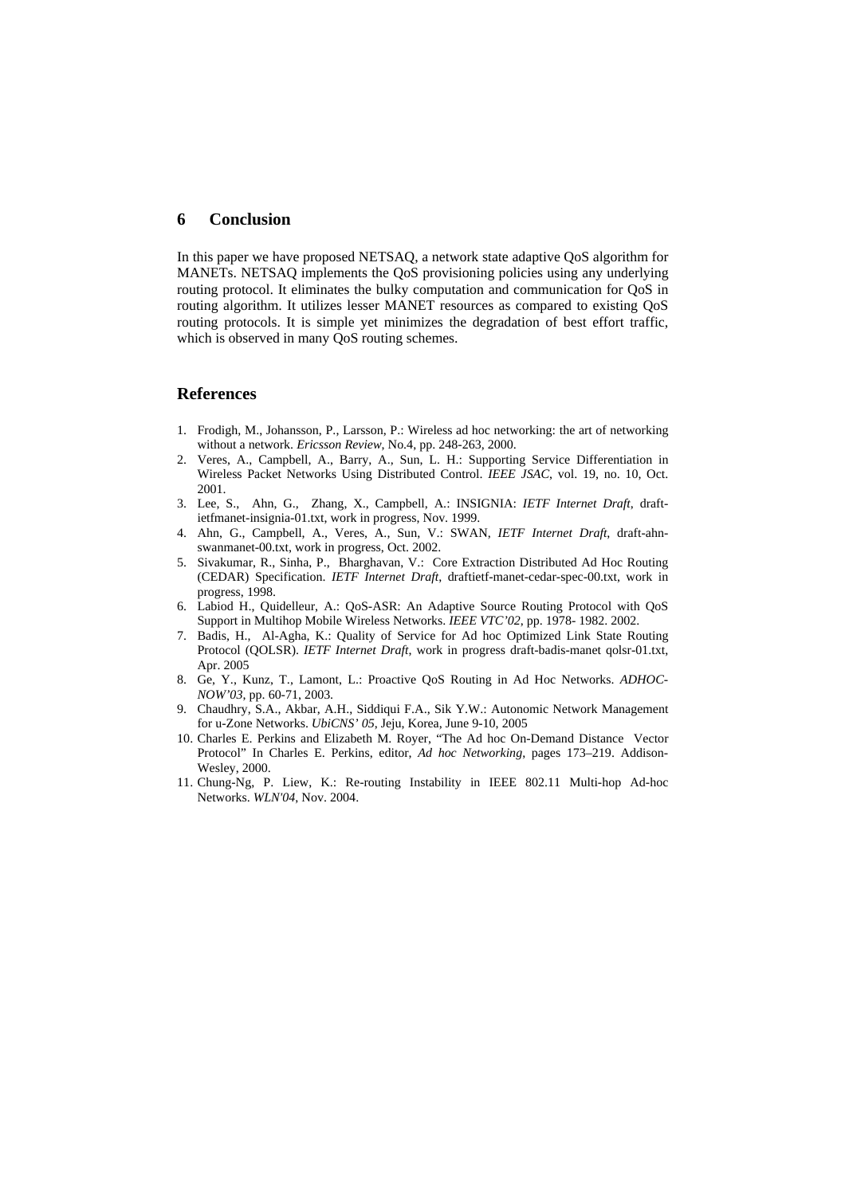## 6 Conclusion

In this paper we have proposed NETSAQ, a network state adaptive QoS algorithm for MANETs. NETSAQ implements the QoS provisioning policies using any underlying routing protocol. It eliminates the bulky computation and communication for QoS in routing algorithm. It utilizes lesser MANET resources as compared to existing QoS routing protocols. It is simple yet minimizes the degradation of best effort traffic, which is observed in many QoS routing schemes.

## References

1. Frodigh, M., Johansson, P., Larsson, P.: Wireless ad hoc networking: the art of networking without a network. *Ericsson Review*, No.4, pp. 248-263, 2000.
2. Veres, A., Campbell, A., Barry, A., Sun, L. H.: Supporting Service Differentiation in Wireless Packet Networks Using Distributed Control. *IEEE JSAC*, vol. 19, no. 10, Oct. 2001.
3. Lee, S., Ahn, G., Zhang, X., Campbell, A.: INSIGNIA: *IETF Internet Draft*, draft-ietfmanet-insignia-01.txt, work in progress, Nov. 1999.
4. Ahn, G., Campbell, A., Veres, A., Sun, V.: SWAN, *IETF Internet Draft*, draft-ahn-swanmanet-00.txt, work in progress, Oct. 2002.
5. Sivakumar, R., Sinha, P., Bharghavan, V.: Core Extraction Distributed Ad Hoc Routing (CEDAR) Specification. *IETF Internet Draft*, draftietf-manet-cedar-spec-00.txt, work in progress, 1998.
6. Labiod H., Quidelleur, A.: QoS-ASR: An Adaptive Source Routing Protocol with QoS Support in Multihop Mobile Wireless Networks. *IEEE VTC'02*, pp. 1978- 1982. 2002.
7. Badis, H., Al-Agha, K.: Quality of Service for Ad hoc Optimized Link State Routing Protocol (QOLSR). *IETF Internet Draft*, work in progress draft-badis-manet qolsr-01.txt, Apr. 2005
8. Ge, Y., Kunz, T., Lamont, L.: Proactive QoS Routing in Ad Hoc Networks. *ADHOC-NOW'03*, pp. 60-71, 2003.
9. Chaudhry, S.A., Akbar, A.H., Siddiqui F.A., Sik Y.W.: Autonomic Network Management for u-Zone Networks. *UbiCNS' 05*, Jeju, Korea, June 9-10, 2005
10. Charles E. Perkins and Elizabeth M. Royer, "The Ad hoc On-Demand Distance Vector Protocol" In Charles E. Perkins, editor, *Ad hoc Networking*, pages 173–219. Addison-Wesley, 2000.
11. Chung-Ng, P. Liew, K.: Re-routing Instability in IEEE 802.11 Multi-hop Ad-hoc Networks. *WLN'04*, Nov. 2004.